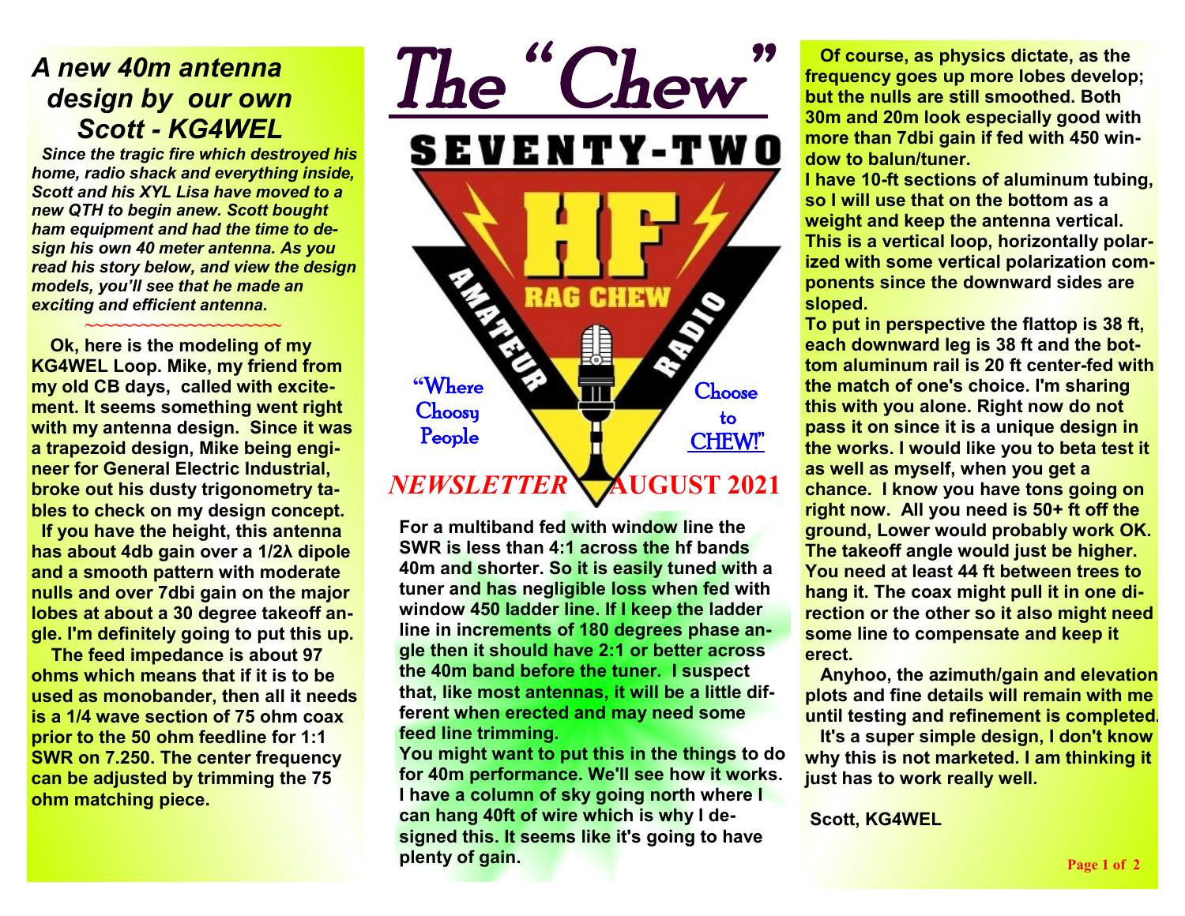# The "Chew"

SEVENTY-TWO

HF RAG CHEW AMATEUR RADIO

"Where Choosy People Choose to CHEW!"

*NEWSLETTER* **AUGUST 2021**

## *A new 40m antenna design by our own Scott - KG4WEL*

***Since the tragic fire which destroyed his home, radio shack and everything inside, Scott and his XYL Lisa have moved to a new QTH to begin anew. Scott bought ham equipment and had the time to design his own 40 meter antenna. As you read his story below, and view the design models, you'll see that he made an exciting and efficient antenna.***

~~~~~~~~~~~~~~~~~~~~~~

**Ok, here is the modeling of my KG4WEL Loop. Mike, my friend from my old CB days, called with excitement. It seems something went right with my antenna design. Since it was a trapezoid design, Mike being engineer for General Electric Industrial, broke out his dusty trigonometry tables to check on my design concept.**

**If you have the height, this antenna has about 4db gain over a 1/2λ dipole and a smooth pattern with moderate nulls and over 7dbi gain on the major lobes at about a 30 degree takeoff angle. I'm definitely going to put this up.**

**The feed impedance is about 97 ohms which means that if it is to be used as monobander, then all it needs is a 1/4 wave section of 75 ohm coax prior to the 50 ohm feedline for 1:1 SWR on 7.250. The center frequency can be adjusted by trimming the 75 ohm matching piece.**

**For a multiband fed with window line the SWR is less than 4:1 across the hf bands 40m and shorter. So it is easily tuned with a tuner and has negligible loss when fed with window 450 ladder line. If I keep the ladder line in increments of 180 degrees phase angle then it should have 2:1 or better across the 40m band before the tuner. I suspect that, like most antennas, it will be a little different when erected and may need some feed line trimming.**

**You might want to put this in the things to do for 40m performance. We'll see how it works. I have a column of sky going north where I can hang 40ft of wire which is why I designed this. It seems like it's going to have plenty of gain.**

**Of course, as physics dictate, as the frequency goes up more lobes develop; but the nulls are still smoothed. Both 30m and 20m look especially good with more than 7dbi gain if fed with 450 window to balun/tuner.**

**I have 10-ft sections of aluminum tubing, so I will use that on the bottom as a weight and keep the antenna vertical. This is a vertical loop, horizontally polarized with some vertical polarization components since the downward sides are sloped.**

**To put in perspective the flattop is 38 ft, each downward leg is 38 ft and the bottom aluminum rail is 20 ft center-fed with the match of one's choice. I'm sharing this with you alone. Right now do not pass it on since it is a unique design in the works. I would like you to beta test it as well as myself, when you get a chance. I know you have tons going on right now. All you need is 50+ ft off the ground, Lower would probably work OK. The takeoff angle would just be higher. You need at least 44 ft between trees to hang it. The coax might pull it in one direction or the other so it also might need some line to compensate and keep it erect.**

**Anyhoo, the azimuth/gain and elevation plots and fine details will remain with me until testing and refinement is completed.**

**It's a super simple design, I don't know why this is not marketed. I am thinking it just has to work really well.**

**Scott, KG4WEL**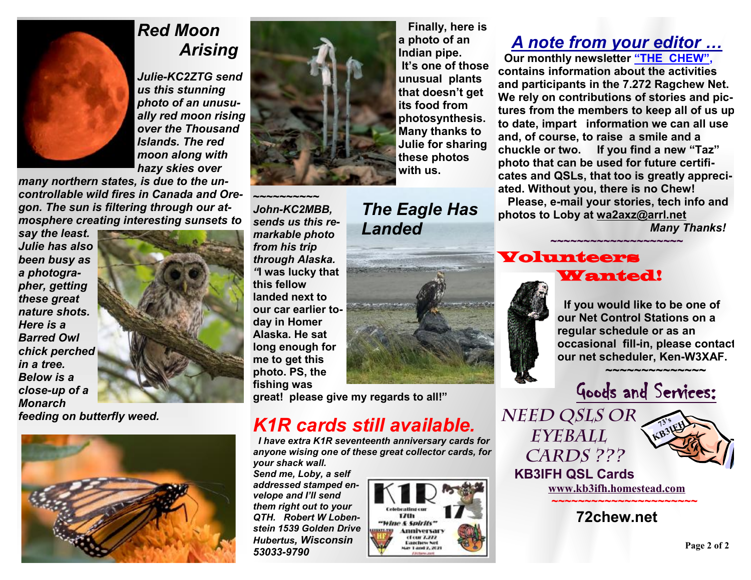## *Red Moon Arising*

***Julie-KC2ZTG send us this stunning photo of an unusually red moon rising over the Thousand Islands. The red moon along with hazy skies over many northern states, is due to the uncontrollable wild fires in Canada and Oregon. The sun is filtering through our atmosphere creating interesting sunsets to say the least. Julie has also been busy as a photographer, getting these great nature shots. Here is a Barred Owl chick perched in a tree. Below is a close-up of a Monarch feeding on butterfly weed.***

**Finally, here is a photo of an Indian pipe. It's one of those unusual plants that doesn't get its food from photosynthesis. Many thanks to Julie for sharing these photos with us.**

~~~~~~~~~~

## *The Eagle Has Landed*

***John-KC2MBB, sends us this remarkable photo from his trip through Alaska.*** ***"*I was lucky that this fellow landed next to our car earlier today in Homer Alaska. He sat long enough for me to get this photo. PS, the fishing was great! please give my regards to all!"**

## *K1R cards still available.*

***I have extra K1R seventeenth anniversary cards for anyone wising one of these great collector cards, for your shack wall. Send me, Loby, a self addressed stamped envelope and I'll send them right out to your QTH. Robert W Lobenstein 1539 Golden Drive Hubertus, Wisconsin 53033-9790***

## *A note from your editor …*

**Our monthly newsletter "THE CHEW", contains information about the activities and participants in the 7.272 Ragchew Net. We rely on contributions of stories and pictures from the members to keep all of us up to date, impart information we can all use and, of course, to raise a smile and a chuckle or two. If you find a new "Taz" photo that can be used for future certificates and QSLs, that too is greatly appreciated. Without you, there is no Chew!**

**Please, e-mail your stories, tech info and photos to Loby at wa2axz@arrl.net**

***Many Thanks!***

~~~~~~~~~~~~~~~~~~~~

## Volunteers Wanted!

**If you would like to be one of our Net Control Stations on a regular schedule or as an occasional fill-in, please contact our net scheduler, Ken-W3XAF.**

~~~~~~~~~~~~~~~

## Goods and Services:

NEED QSLS OR EYEBALL CARDS ???

**KB3IFH QSL Cards**

**www.kb3ifh.homestead.com**

~~~~~~~~~~~~~~~~~~~~~~~

**72chew.net**